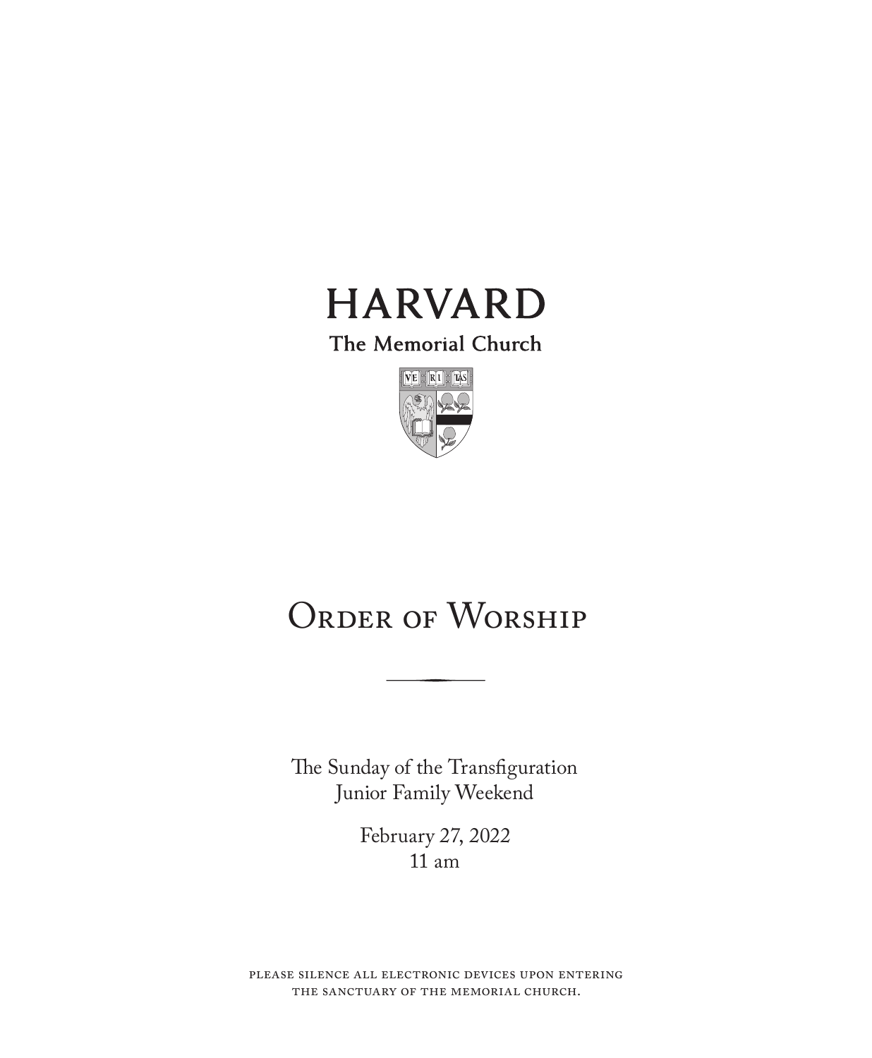# HARVARD

The Memorial Church

# Order of Worship

The Sunday of the Transfiguration
Junior Family Weekend

February 27, 2022
11 am

please silence all electronic devices upon entering the sanctuary of the memorial church.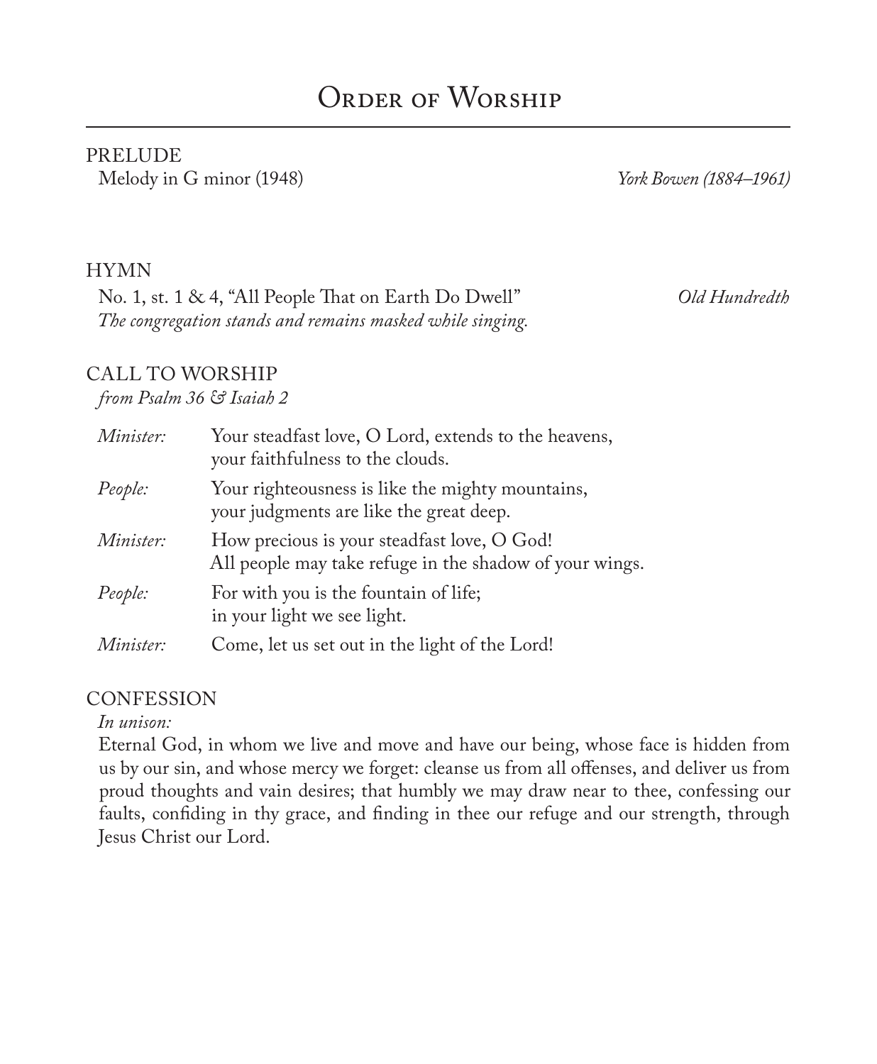# Order of Worship

## PRELUDE

Melody in G minor (1948) — *York Bowen (1884–1961)*

## HYMN

No. 1, st. 1 & 4, "All People That on Earth Do Dwell" — *Old Hundredth*

*The congregation stands and remains masked while singing.*

## CALL TO WORSHIP

*from Psalm 36 & Isaiah 2*

| | |
|---|---|
| *Minister:* | Your steadfast love, O Lord, extends to the heavens, your faithfulness to the clouds. |
| *People:* | Your righteousness is like the mighty mountains, your judgments are like the great deep. |
| *Minister:* | How precious is your steadfast love, O God! All people may take refuge in the shadow of your wings. |
| *People:* | For with you is the fountain of life; in your light we see light. |
| *Minister:* | Come, let us set out in the light of the Lord! |

## CONFESSION

*In unison:*

Eternal God, in whom we live and move and have our being, whose face is hidden from us by our sin, and whose mercy we forget: cleanse us from all offenses, and deliver us from proud thoughts and vain desires; that humbly we may draw near to thee, confessing our faults, confiding in thy grace, and finding in thee our refuge and our strength, through Jesus Christ our Lord.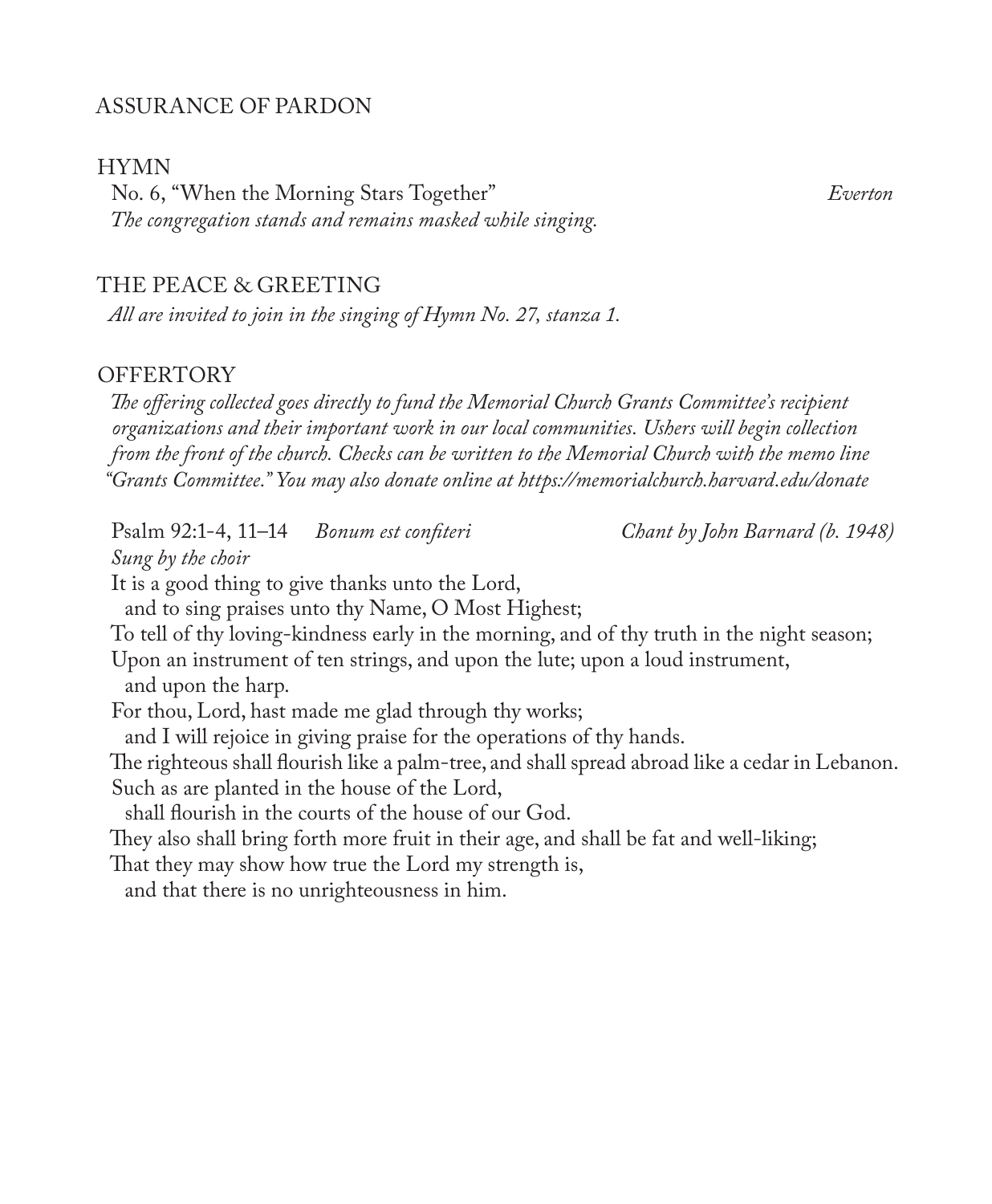## ASSURANCE OF PARDON

## HYMN

No. 6, "When the Morning Stars Together" *Everton*

*The congregation stands and remains masked while singing.*

## THE PEACE & GREETING

*All are invited to join in the singing of Hymn No. 27, stanza 1.*

## OFFERTORY

*The offering collected goes directly to fund the Memorial Church Grants Committee's recipient organizations and their important work in our local communities. Ushers will begin collection from the front of the church. Checks can be written to the Memorial Church with the memo line "Grants Committee." You may also donate online at https://memorialchurch.harvard.edu/donate*

Psalm 92:1-4, 11–14 *Bonum est confiteri* *Chant by John Barnard (b. 1948)*

*Sung by the choir*

It is a good thing to give thanks unto the Lord,
and to sing praises unto thy Name, O Most Highest;
To tell of thy loving-kindness early in the morning, and of thy truth in the night season;
Upon an instrument of ten strings, and upon the lute; upon a loud instrument,
and upon the harp.
For thou, Lord, hast made me glad through thy works;
and I will rejoice in giving praise for the operations of thy hands.
The righteous shall flourish like a palm-tree, and shall spread abroad like a cedar in Lebanon.
Such as are planted in the house of the Lord,
shall flourish in the courts of the house of our God.
They also shall bring forth more fruit in their age, and shall be fat and well-liking;
That they may show how true the Lord my strength is,
and that there is no unrighteousness in him.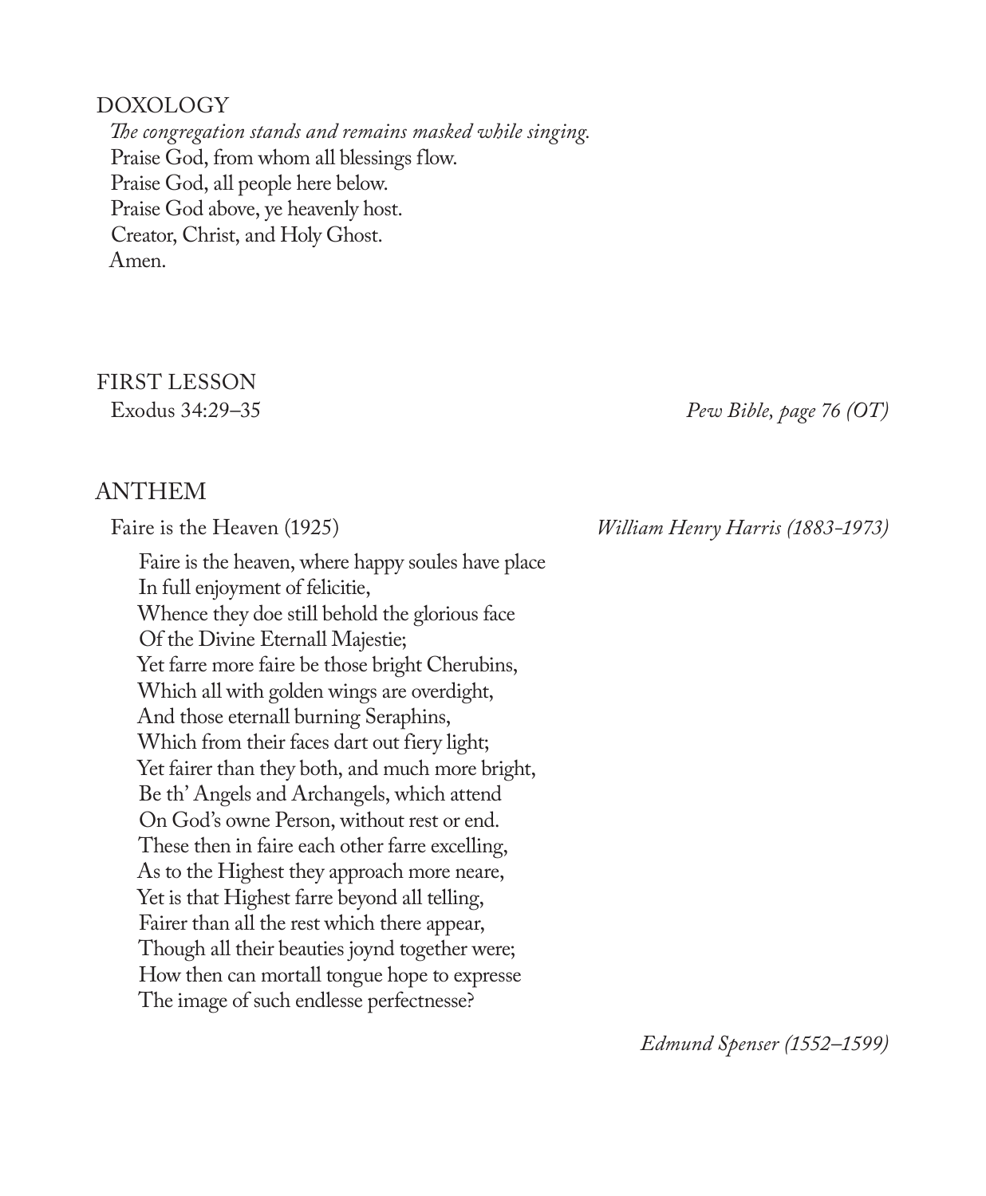## DOXOLOGY

*The congregation stands and remains masked while singing.*

Praise God, from whom all blessings flow.
Praise God, all people here below.
Praise God above, ye heavenly host.
Creator, Christ, and Holy Ghost.
Amen.

## FIRST LESSON

Exodus 34:29–35 *Pew Bible, page 76 (OT)*

## ANTHEM

Faire is the Heaven (1925) *William Henry Harris (1883-1973)*

Faire is the heaven, where happy soules have place
In full enjoyment of felicitie,
Whence they doe still behold the glorious face
Of the Divine Eternall Majestie;
Yet farre more faire be those bright Cherubins,
Which all with golden wings are overdight,
And those eternall burning Seraphins,
Which from their faces dart out fiery light;
Yet fairer than they both, and much more bright,
Be th' Angels and Archangels, which attend
On God's owne Person, without rest or end.
These then in faire each other farre excelling,
As to the Highest they approach more neare,
Yet is that Highest farre beyond all telling,
Fairer than all the rest which there appear,
Though all their beauties joynd together were;
How then can mortall tongue hope to expresse
The image of such endlesse perfectnesse?

*Edmund Spenser (1552–1599)*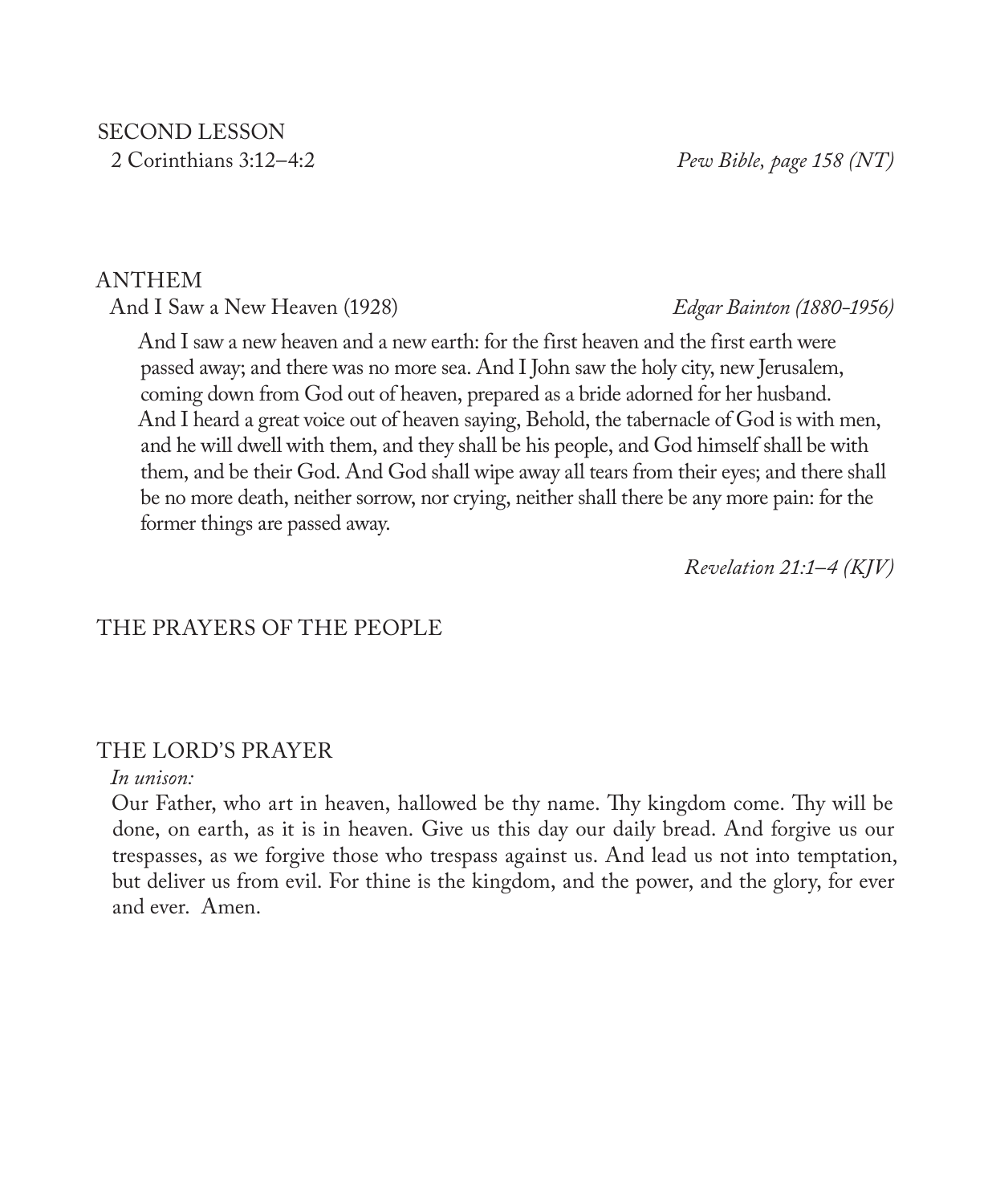## SECOND LESSON

2 Corinthians 3:12–4:2 *Pew Bible, page 158 (NT)*

## ANTHEM

And I Saw a New Heaven (1928) *Edgar Bainton (1880-1956)*

And I saw a new heaven and a new earth: for the first heaven and the first earth were passed away; and there was no more sea. And I John saw the holy city, new Jerusalem, coming down from God out of heaven, prepared as a bride adorned for her husband. And I heard a great voice out of heaven saying, Behold, the tabernacle of God is with men, and he will dwell with them, and they shall be his people, and God himself shall be with them, and be their God. And God shall wipe away all tears from their eyes; and there shall be no more death, neither sorrow, nor crying, neither shall there be any more pain: for the former things are passed away.

*Revelation 21:1–4 (KJV)*

## THE PRAYERS OF THE PEOPLE

## THE LORD'S PRAYER

*In unison:*

Our Father, who art in heaven, hallowed be thy name. Thy kingdom come. Thy will be done, on earth, as it is in heaven. Give us this day our daily bread. And forgive us our trespasses, as we forgive those who trespass against us. And lead us not into temptation, but deliver us from evil. For thine is the kingdom, and the power, and the glory, for ever and ever. Amen.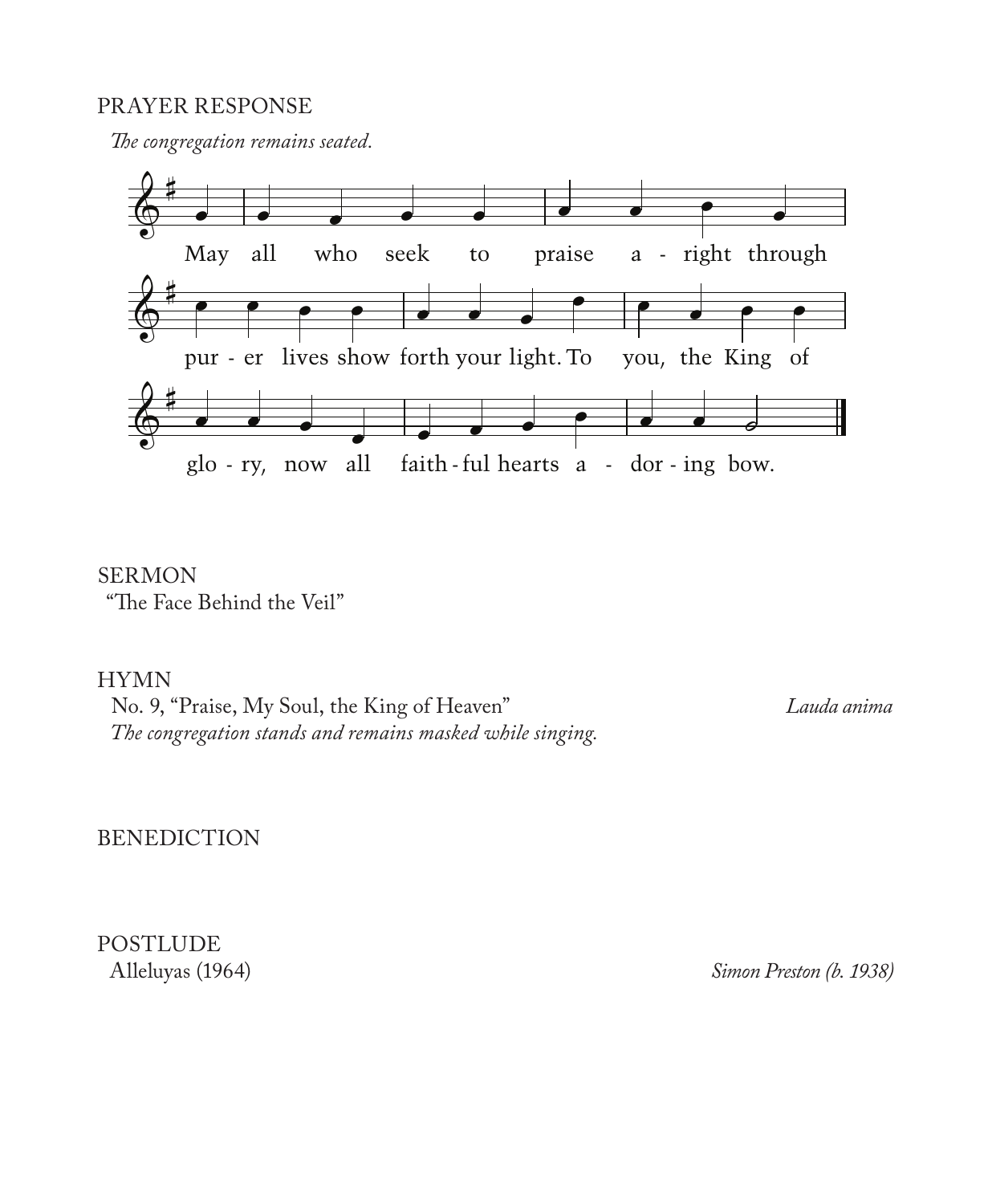PRAYER RESPONSE

*The congregation remains seated.*

May all who seek to praise a - right through pur - er lives show forth your light. To you, the King of glo - ry, now all faith - ful hearts a - dor - ing bow.

SERMON

"The Face Behind the Veil"

HYMN

No. 9, "Praise, My Soul, the King of Heaven" *Lauda anima*

*The congregation stands and remains masked while singing.*

BENEDICTION

POSTLUDE

Alleluyas (1964) *Simon Preston (b. 1938)*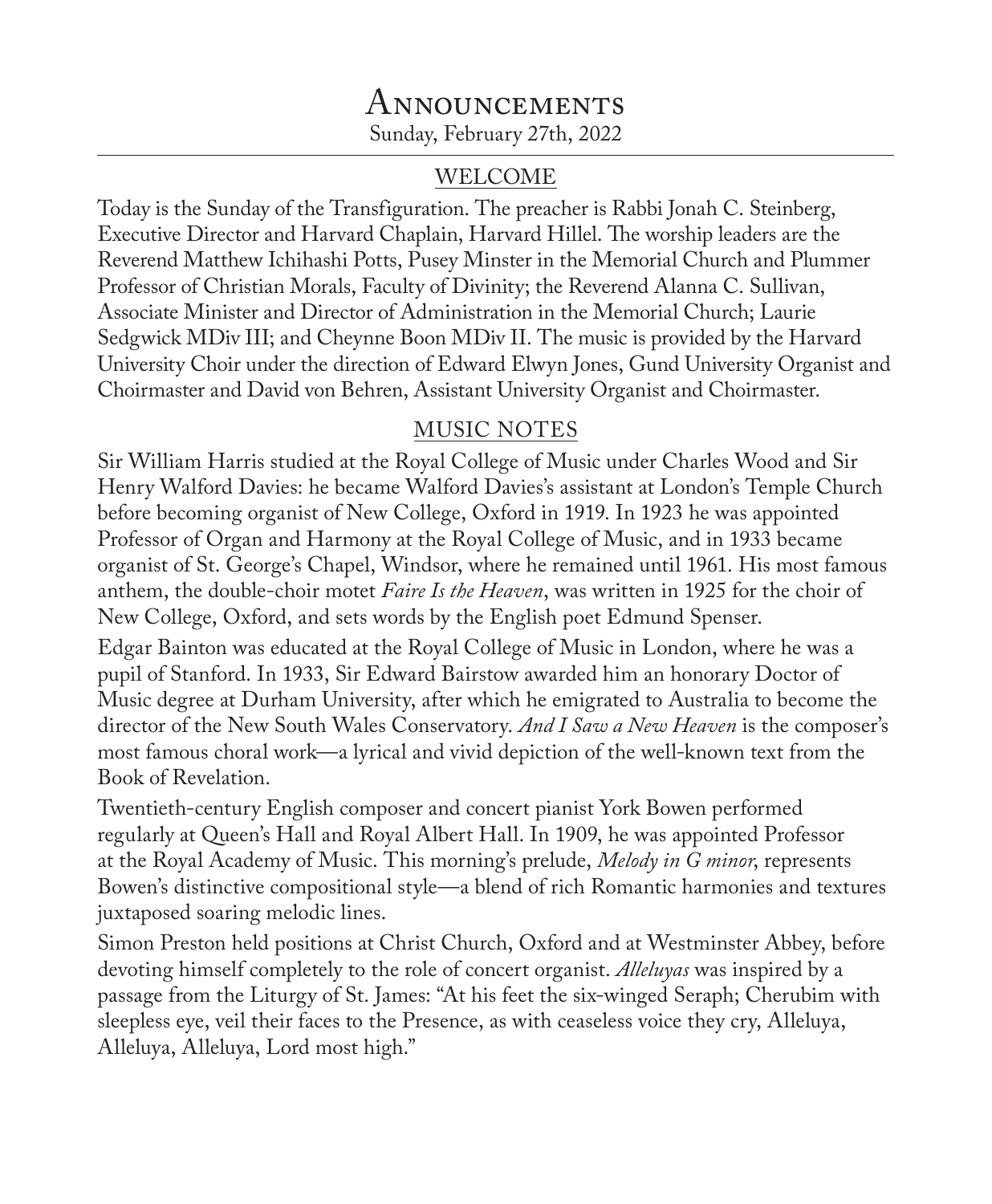# Announcements

Sunday, February 27th, 2022

## WELCOME

Today is the Sunday of the Transfiguration. The preacher is Rabbi Jonah C. Steinberg, Executive Director and Harvard Chaplain, Harvard Hillel. The worship leaders are the Reverend Matthew Ichihashi Potts, Pusey Minster in the Memorial Church and Plummer Professor of Christian Morals, Faculty of Divinity; the Reverend Alanna C. Sullivan, Associate Minister and Director of Administration in the Memorial Church; Laurie Sedgwick MDiv III; and Cheynne Boon MDiv II. The music is provided by the Harvard University Choir under the direction of Edward Elwyn Jones, Gund University Organist and Choirmaster and David von Behren, Assistant University Organist and Choirmaster.

## MUSIC NOTES

Sir William Harris studied at the Royal College of Music under Charles Wood and Sir Henry Walford Davies: he became Walford Davies's assistant at London's Temple Church before becoming organist of New College, Oxford in 1919. In 1923 he was appointed Professor of Organ and Harmony at the Royal College of Music, and in 1933 became organist of St. George's Chapel, Windsor, where he remained until 1961. His most famous anthem, the double-choir motet *Faire Is the Heaven*, was written in 1925 for the choir of New College, Oxford, and sets words by the English poet Edmund Spenser.

Edgar Bainton was educated at the Royal College of Music in London, where he was a pupil of Stanford. In 1933, Sir Edward Bairstow awarded him an honorary Doctor of Music degree at Durham University, after which he emigrated to Australia to become the director of the New South Wales Conservatory. *And I Saw a New Heaven* is the composer's most famous choral work—a lyrical and vivid depiction of the well-known text from the Book of Revelation.

Twentieth-century English composer and concert pianist York Bowen performed regularly at Queen's Hall and Royal Albert Hall. In 1909, he was appointed Professor at the Royal Academy of Music. This morning's prelude, *Melody in G minor*, represents Bowen's distinctive compositional style—a blend of rich Romantic harmonies and textures juxtaposed soaring melodic lines.

Simon Preston held positions at Christ Church, Oxford and at Westminster Abbey, before devoting himself completely to the role of concert organist. *Alleluyas* was inspired by a passage from the Liturgy of St. James: "At his feet the six-winged Seraph; Cherubim with sleepless eye, veil their faces to the Presence, as with ceaseless voice they cry, Alleluya, Alleluya, Alleluya, Lord most high."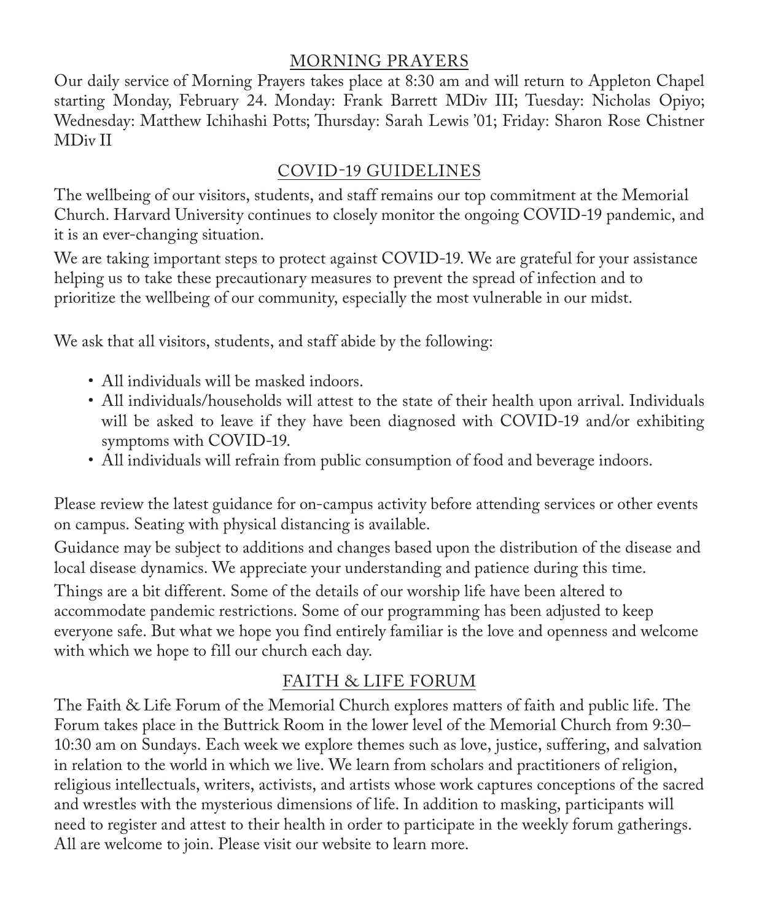## MORNING PRAYERS

Our daily service of Morning Prayers takes place at 8:30 am and will return to Appleton Chapel starting Monday, February 24. Monday: Frank Barrett MDiv III; Tuesday: Nicholas Opiyo; Wednesday: Matthew Ichihashi Potts; Thursday: Sarah Lewis '01; Friday: Sharon Rose Chistner MDiv II

## COVID-19 GUIDELINES

The wellbeing of our visitors, students, and staff remains our top commitment at the Memorial Church. Harvard University continues to closely monitor the ongoing COVID-19 pandemic, and it is an ever-changing situation.

We are taking important steps to protect against COVID-19. We are grateful for your assistance helping us to take these precautionary measures to prevent the spread of infection and to prioritize the wellbeing of our community, especially the most vulnerable in our midst.

We ask that all visitors, students, and staff abide by the following:

- All individuals will be masked indoors.
- All individuals/households will attest to the state of their health upon arrival. Individuals will be asked to leave if they have been diagnosed with COVID-19 and/or exhibiting symptoms with COVID-19.
- All individuals will refrain from public consumption of food and beverage indoors.

Please review the latest guidance for on-campus activity before attending services or other events on campus. Seating with physical distancing is available.

Guidance may be subject to additions and changes based upon the distribution of the disease and local disease dynamics. We appreciate your understanding and patience during this time.

Things are a bit different. Some of the details of our worship life have been altered to accommodate pandemic restrictions. Some of our programming has been adjusted to keep everyone safe. But what we hope you find entirely familiar is the love and openness and welcome with which we hope to fill our church each day.

## FAITH & LIFE FORUM

The Faith & Life Forum of the Memorial Church explores matters of faith and public life. The Forum takes place in the Buttrick Room in the lower level of the Memorial Church from 9:30–10:30 am on Sundays. Each week we explore themes such as love, justice, suffering, and salvation in relation to the world in which we live. We learn from scholars and practitioners of religion, religious intellectuals, writers, activists, and artists whose work captures conceptions of the sacred and wrestles with the mysterious dimensions of life. In addition to masking, participants will need to register and attest to their health in order to participate in the weekly forum gatherings. All are welcome to join. Please visit our website to learn more.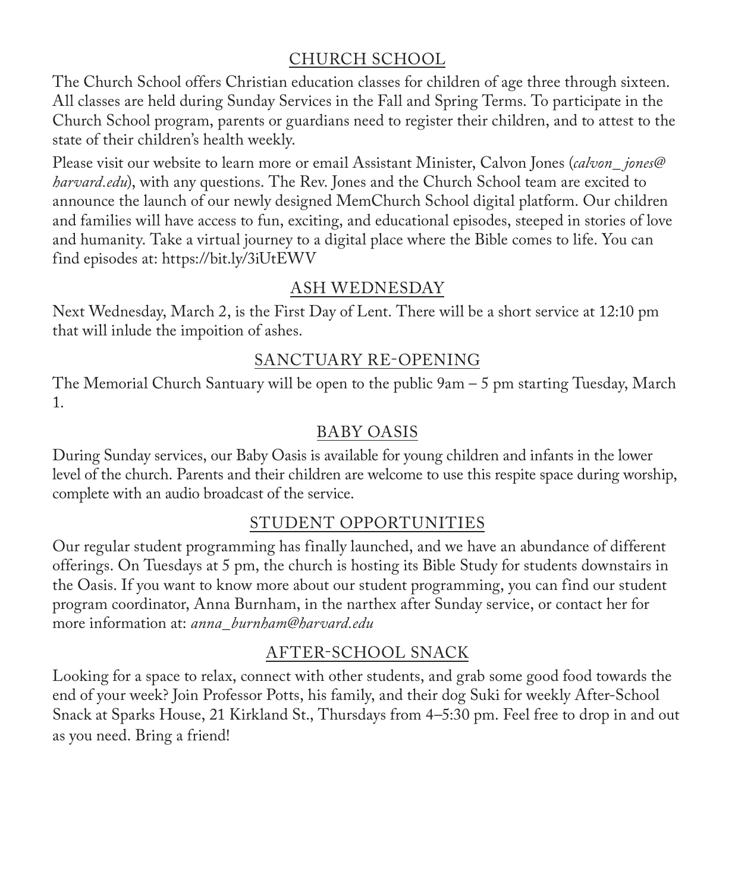## CHURCH SCHOOL

The Church School offers Christian education classes for children of age three through sixteen. All classes are held during Sunday Services in the Fall and Spring Terms. To participate in the Church School program, parents or guardians need to register their children, and to attest to the state of their children's health weekly.

Please visit our website to learn more or email Assistant Minister, Calvon Jones (*calvon_jones@harvard.edu*), with any questions. The Rev. Jones and the Church School team are excited to announce the launch of our newly designed MemChurch School digital platform. Our children and families will have access to fun, exciting, and educational episodes, steeped in stories of love and humanity. Take a virtual journey to a digital place where the Bible comes to life. You can find episodes at: https://bit.ly/3iUtEWV

## ASH WEDNESDAY

Next Wednesday, March 2, is the First Day of Lent. There will be a short service at 12:10 pm that will inlude the impoition of ashes.

## SANCTUARY RE-OPENING

The Memorial Church Santuary will be open to the public 9am – 5 pm starting Tuesday, March 1.

## BABY OASIS

During Sunday services, our Baby Oasis is available for young children and infants in the lower level of the church. Parents and their children are welcome to use this respite space during worship, complete with an audio broadcast of the service.

## STUDENT OPPORTUNITIES

Our regular student programming has finally launched, and we have an abundance of different offerings. On Tuesdays at 5 pm, the church is hosting its Bible Study for students downstairs in the Oasis. If you want to know more about our student programming, you can find our student program coordinator, Anna Burnham, in the narthex after Sunday service, or contact her for more information at: *anna_burnham@harvard.edu*

## AFTER-SCHOOL SNACK

Looking for a space to relax, connect with other students, and grab some good food towards the end of your week? Join Professor Potts, his family, and their dog Suki for weekly After-School Snack at Sparks House, 21 Kirkland St., Thursdays from 4–5:30 pm. Feel free to drop in and out as you need. Bring a friend!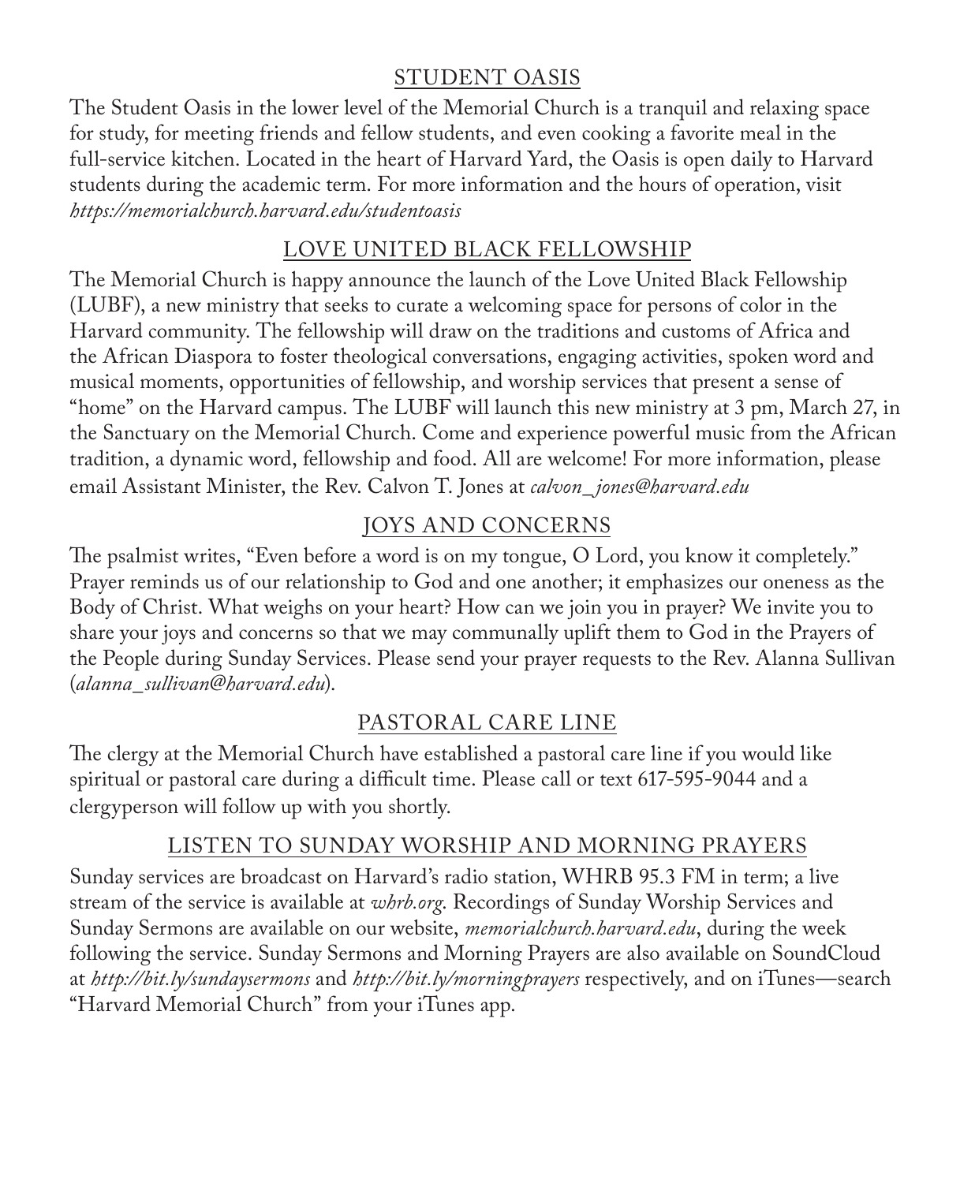## STUDENT OASIS

The Student Oasis in the lower level of the Memorial Church is a tranquil and relaxing space for study, for meeting friends and fellow students, and even cooking a favorite meal in the full-service kitchen. Located in the heart of Harvard Yard, the Oasis is open daily to Harvard students during the academic term. For more information and the hours of operation, visit *https://memorialchurch.harvard.edu/studentoasis*

## LOVE UNITED BLACK FELLOWSHIP

The Memorial Church is happy announce the launch of the Love United Black Fellowship (LUBF), a new ministry that seeks to curate a welcoming space for persons of color in the Harvard community. The fellowship will draw on the traditions and customs of Africa and the African Diaspora to foster theological conversations, engaging activities, spoken word and musical moments, opportunities of fellowship, and worship services that present a sense of "home" on the Harvard campus. The LUBF will launch this new ministry at 3 pm, March 27, in the Sanctuary on the Memorial Church. Come and experience powerful music from the African tradition, a dynamic word, fellowship and food. All are welcome! For more information, please email Assistant Minister, the Rev. Calvon T. Jones at *calvon_jones@harvard.edu*

## JOYS AND CONCERNS

The psalmist writes, "Even before a word is on my tongue, O Lord, you know it completely." Prayer reminds us of our relationship to God and one another; it emphasizes our oneness as the Body of Christ. What weighs on your heart? How can we join you in prayer? We invite you to share your joys and concerns so that we may communally uplift them to God in the Prayers of the People during Sunday Services. Please send your prayer requests to the Rev. Alanna Sullivan (*alanna_sullivan@harvard.edu*).

## PASTORAL CARE LINE

The clergy at the Memorial Church have established a pastoral care line if you would like spiritual or pastoral care during a difficult time. Please call or text 617-595-9044 and a clergyperson will follow up with you shortly.

## LISTEN TO SUNDAY WORSHIP AND MORNING PRAYERS

Sunday services are broadcast on Harvard's radio station, WHRB 95.3 FM in term; a live stream of the service is available at *whrb.org*. Recordings of Sunday Worship Services and Sunday Sermons are available on our website, *memorialchurch.harvard.edu*, during the week following the service. Sunday Sermons and Morning Prayers are also available on SoundCloud at *http://bit.ly/sundaysermons* and *http://bit.ly/morningprayers* respectively, and on iTunes—search "Harvard Memorial Church" from your iTunes app.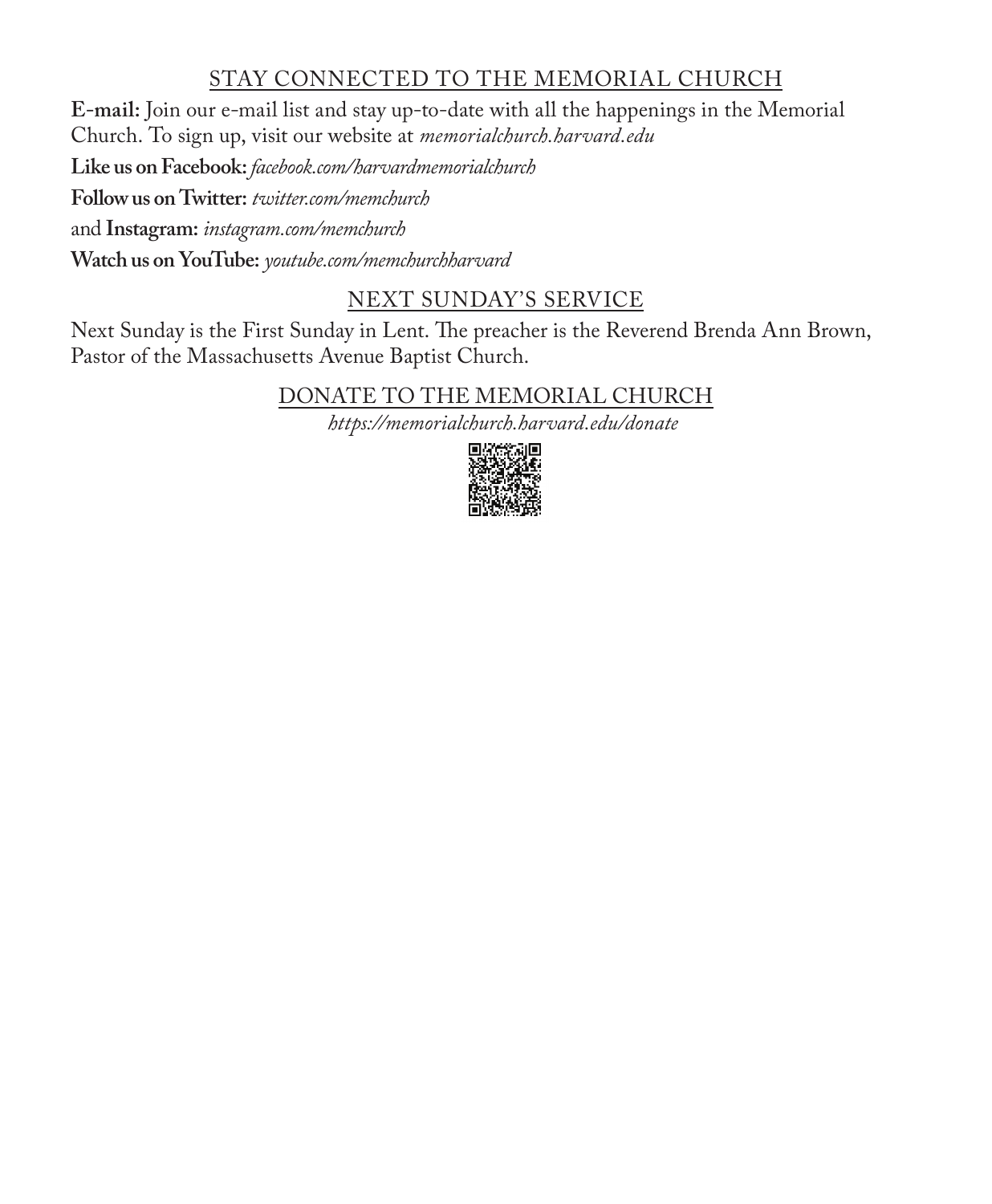## STAY CONNECTED TO THE MEMORIAL CHURCH

**E-mail:** Join our e-mail list and stay up-to-date with all the happenings in the Memorial Church. To sign up, visit our website at *memorialchurch.harvard.edu*

**Like us on Facebook:** *facebook.com/harvardmemorialchurch*

**Follow us on Twitter:** *twitter.com/memchurch*

and **Instagram:** *instagram.com/memchurch*

**Watch us on YouTube:** *youtube.com/memchurchharvard*

## NEXT SUNDAY'S SERVICE

Next Sunday is the First Sunday in Lent. The preacher is the Reverend Brenda Ann Brown, Pastor of the Massachusetts Avenue Baptist Church.

## DONATE TO THE MEMORIAL CHURCH

*https://memorialchurch.harvard.edu/donate*